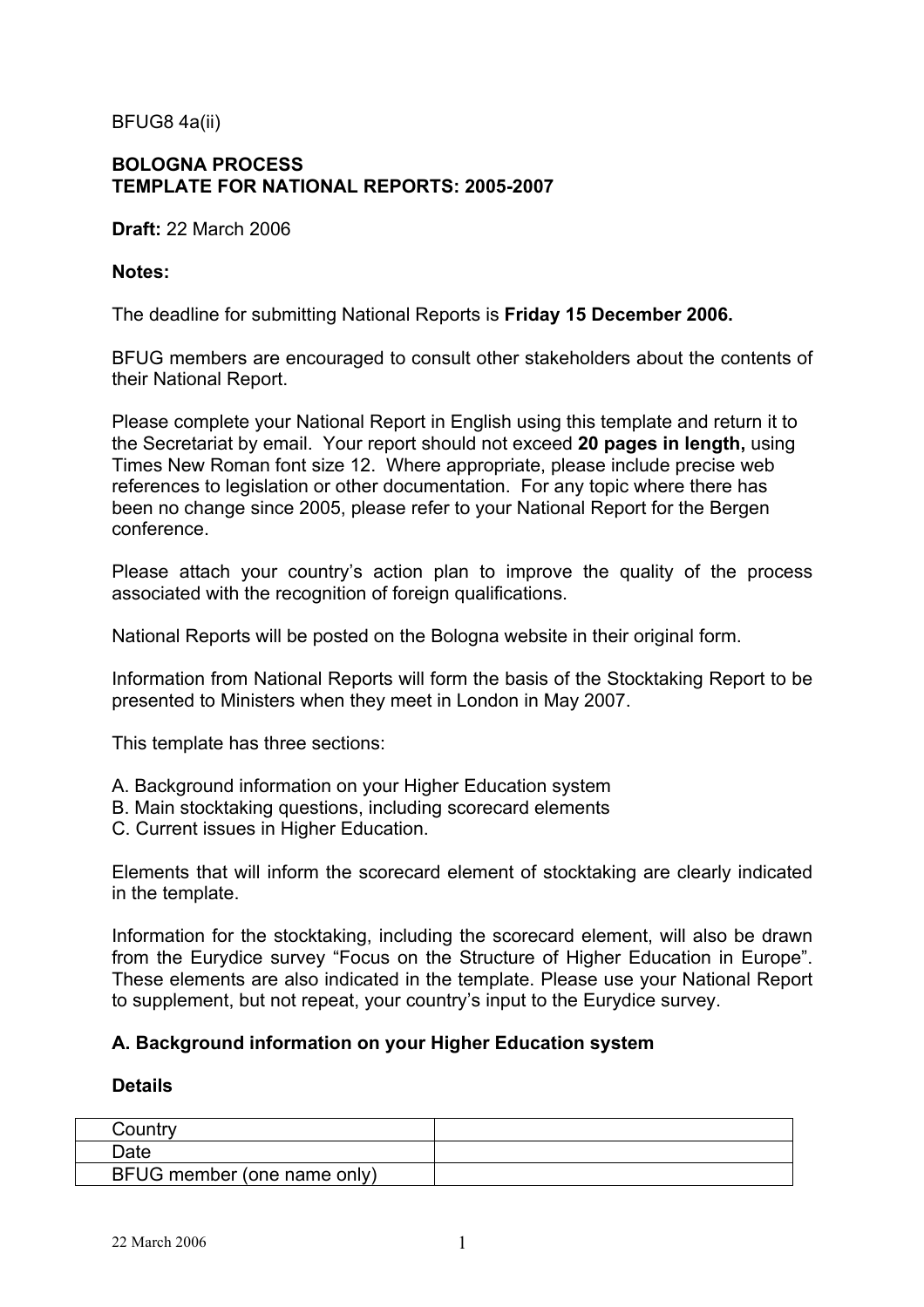BFUG8 4a(ii)

**BOLOGNA PROCESS**
**TEMPLATE FOR NATIONAL REPORTS: 2005-2007**

**Draft:** 22 March 2006

**Notes:**

The deadline for submitting National Reports is **Friday 15 December 2006.**

BFUG members are encouraged to consult other stakeholders about the contents of their National Report.

Please complete your National Report in English using this template and return it to the Secretariat by email. Your report should not exceed **20 pages in length,** using Times New Roman font size 12. Where appropriate, please include precise web references to legislation or other documentation. For any topic where there has been no change since 2005, please refer to your National Report for the Bergen conference.

Please attach your country's action plan to improve the quality of the process associated with the recognition of foreign qualifications.

National Reports will be posted on the Bologna website in their original form.

Information from National Reports will form the basis of the Stocktaking Report to be presented to Ministers when they meet in London in May 2007.

This template has three sections:

A. Background information on your Higher Education system
B. Main stocktaking questions, including scorecard elements
C. Current issues in Higher Education.

Elements that will inform the scorecard element of stocktaking are clearly indicated in the template.

Information for the stocktaking, including the scorecard element, will also be drawn from the Eurydice survey "Focus on the Structure of Higher Education in Europe". These elements are also indicated in the template. Please use your National Report to supplement, but not repeat, your country's input to the Eurydice survey.

### A. Background information on your Higher Education system

**Details**

| Country | |
|---|---|
| Date | |
| BFUG member (one name only) | |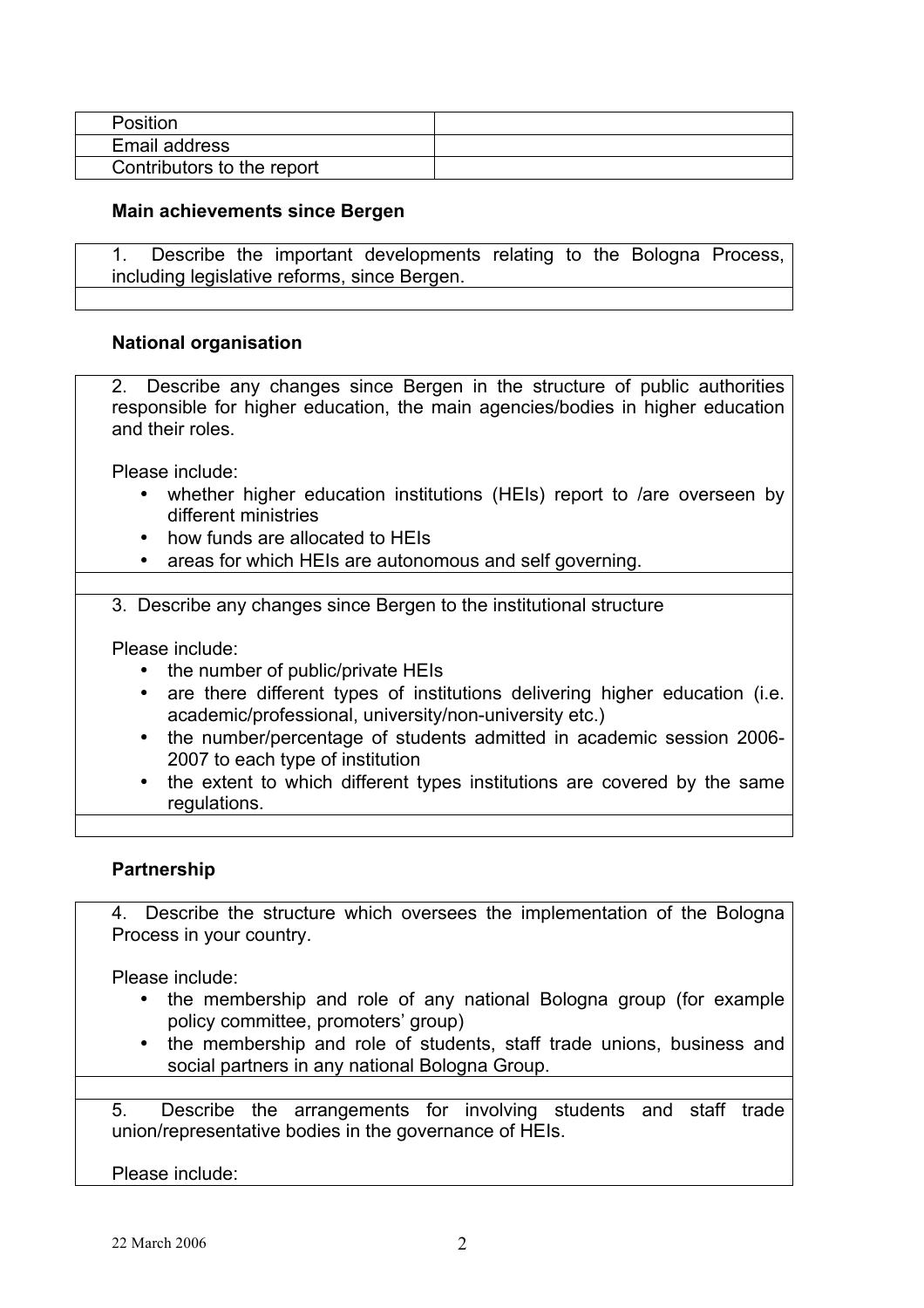| Position | |
|---|---|
| Email address | |
| Contributors to the report | |

**Main achievements since Bergen**

| 1. Describe the important developments relating to the Bologna Process, including legislative reforms, since Bergen. |
|---|
| |

**National organisation**

2. Describe any changes since Bergen in the structure of public authorities responsible for higher education, the main agencies/bodies in higher education and their roles.

Please include:

- whether higher education institutions (HEIs) report to /are overseen by different ministries
- how funds are allocated to HEIs
- areas for which HEIs are autonomous and self governing.

3. Describe any changes since Bergen to the institutional structure

Please include:

- the number of public/private HEIs
- are there different types of institutions delivering higher education (i.e. academic/professional, university/non-university etc.)
- the number/percentage of students admitted in academic session 2006-2007 to each type of institution
- the extent to which different types institutions are covered by the same regulations.

**Partnership**

4. Describe the structure which oversees the implementation of the Bologna Process in your country.

Please include:

- the membership and role of any national Bologna group (for example policy committee, promoters' group)
- the membership and role of students, staff trade unions, business and social partners in any national Bologna Group.

5. Describe the arrangements for involving students and staff trade union/representative bodies in the governance of HEIs.

Please include: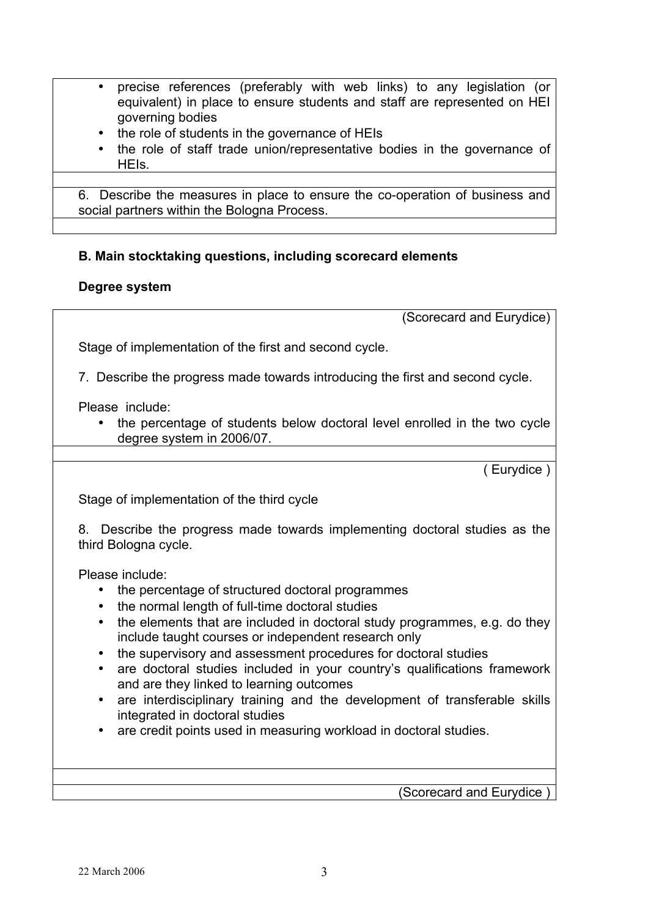- precise references (preferably with web links) to any legislation (or equivalent) in place to ensure students and staff are represented on HEI governing bodies
- the role of students in the governance of HEIs
- the role of staff trade union/representative bodies in the governance of HEIs.

6. Describe the measures in place to ensure the co-operation of business and social partners within the Bologna Process.

### B. Main stocktaking questions, including scorecard elements

#### Degree system

(Scorecard and Eurydice)

Stage of implementation of the first and second cycle.

7. Describe the progress made towards introducing the first and second cycle.

Please include:

- the percentage of students below doctoral level enrolled in the two cycle degree system in 2006/07.

( Eurydice )

Stage of implementation of the third cycle

8. Describe the progress made towards implementing doctoral studies as the third Bologna cycle.

Please include:

- the percentage of structured doctoral programmes
- the normal length of full-time doctoral studies
- the elements that are included in doctoral study programmes, e.g. do they include taught courses or independent research only
- the supervisory and assessment procedures for doctoral studies
- are doctoral studies included in your country's qualifications framework and are they linked to learning outcomes
- are interdisciplinary training and the development of transferable skills integrated in doctoral studies
- are credit points used in measuring workload in doctoral studies.

(Scorecard and Eurydice )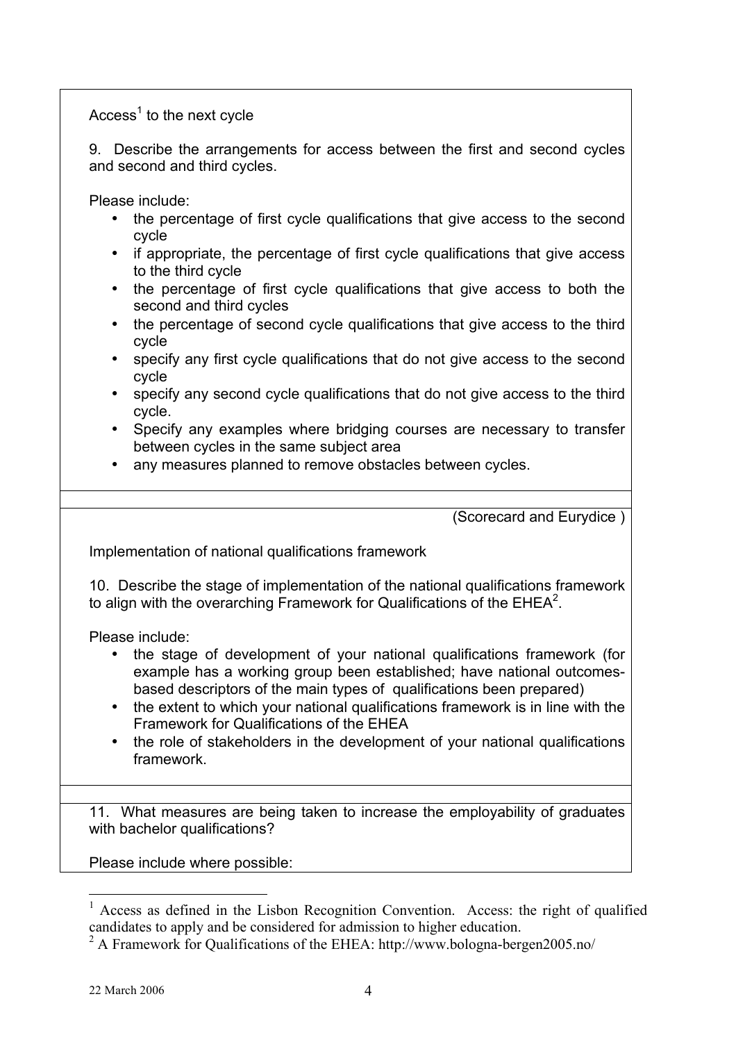Access[1] to the next cycle

9. Describe the arrangements for access between the first and second cycles and second and third cycles.

Please include:

- the percentage of first cycle qualifications that give access to the second cycle
- if appropriate, the percentage of first cycle qualifications that give access to the third cycle
- the percentage of first cycle qualifications that give access to both the second and third cycles
- the percentage of second cycle qualifications that give access to the third cycle
- specify any first cycle qualifications that do not give access to the second cycle
- specify any second cycle qualifications that do not give access to the third cycle.
- Specify any examples where bridging courses are necessary to transfer between cycles in the same subject area
- any measures planned to remove obstacles between cycles.

(Scorecard and Eurydice )

Implementation of national qualifications framework

10. Describe the stage of implementation of the national qualifications framework to align with the overarching Framework for Qualifications of the EHEA[2].

Please include:

- the stage of development of your national qualifications framework (for example has a working group been established; have national outcomes-based descriptors of the main types of qualifications been prepared)
- the extent to which your national qualifications framework is in line with the Framework for Qualifications of the EHEA
- the role of stakeholders in the development of your national qualifications framework.

11. What measures are being taken to increase the employability of graduates with bachelor qualifications?

Please include where possible:

---

[1] Access as defined in the Lisbon Recognition Convention. Access: the right of qualified candidates to apply and be considered for admission to higher education.

[2] A Framework for Qualifications of the EHEA: http://www.bologna-bergen2005.no/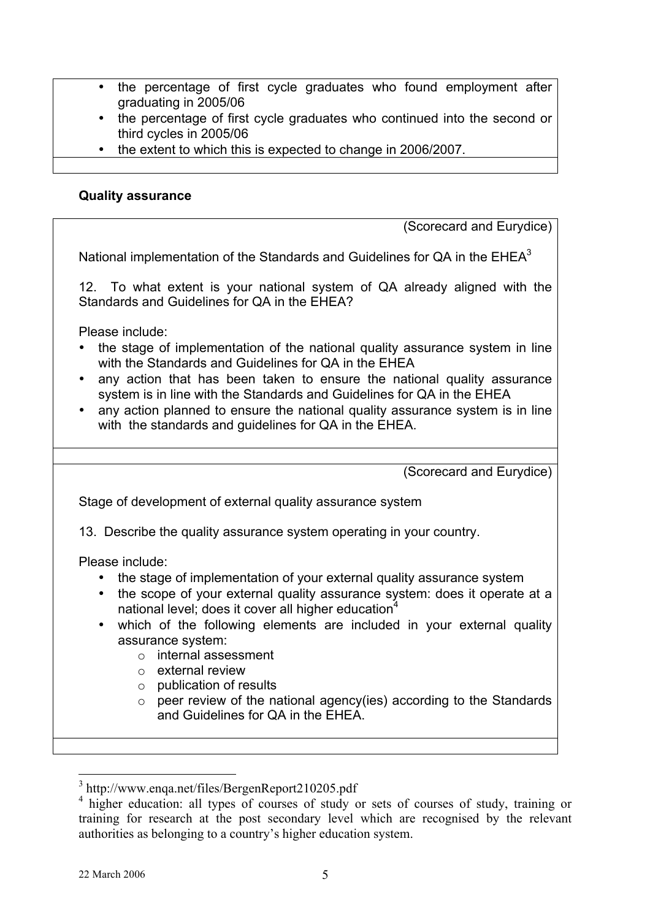- the percentage of first cycle graduates who found employment after graduating in 2005/06
- the percentage of first cycle graduates who continued into the second or third cycles in 2005/06
- the extent to which this is expected to change in 2006/2007.

**Quality assurance**

(Scorecard and Eurydice)

National implementation of the Standards and Guidelines for QA in the EHEA[3]

12. To what extent is your national system of QA already aligned with the Standards and Guidelines for QA in the EHEA?

Please include:

- the stage of implementation of the national quality assurance system in line with the Standards and Guidelines for QA in the EHEA
- any action that has been taken to ensure the national quality assurance system is in line with the Standards and Guidelines for QA in the EHEA
- any action planned to ensure the national quality assurance system is in line with the standards and guidelines for QA in the EHEA.

(Scorecard and Eurydice)

Stage of development of external quality assurance system

13. Describe the quality assurance system operating in your country.

Please include:

- the stage of implementation of your external quality assurance system
- the scope of your external quality assurance system: does it operate at a national level; does it cover all higher education[4]
- which of the following elements are included in your external quality assurance system:
  - internal assessment
  - external review
  - publication of results
  - peer review of the national agency(ies) according to the Standards and Guidelines for QA in the EHEA.

[3] http://www.enqa.net/files/BergenReport210205.pdf

[4] higher education: all types of courses of study or sets of courses of study, training or training for research at the post secondary level which are recognised by the relevant authorities as belonging to a country's higher education system.

22 March 2006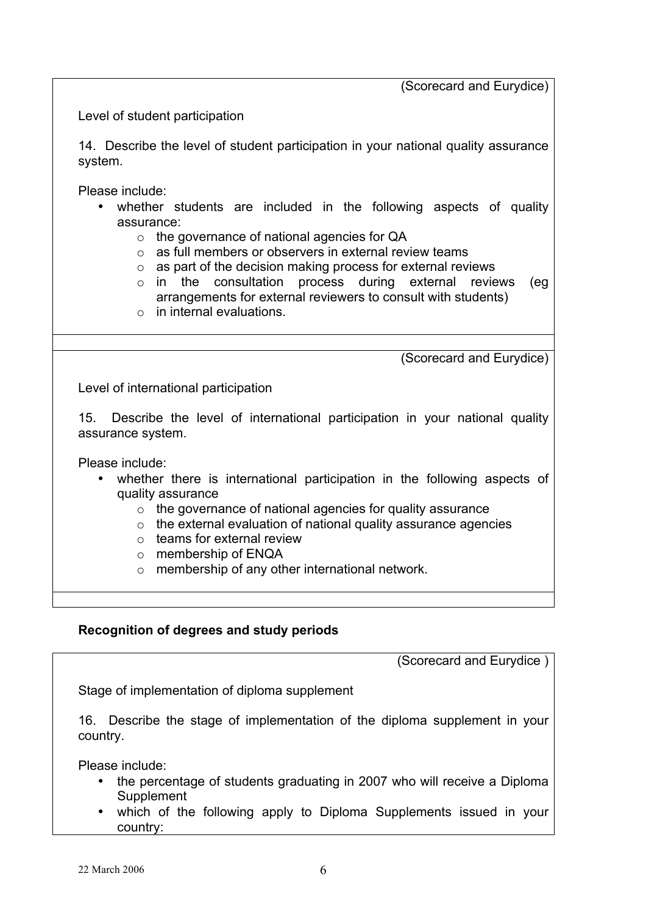(Scorecard and Eurydice)

Level of student participation

14. Describe the level of student participation in your national quality assurance system.

Please include:

- whether students are included in the following aspects of quality assurance:
  - the governance of national agencies for QA
  - as full members or observers in external review teams
  - as part of the decision making process for external reviews
  - in the consultation process during external reviews (eg arrangements for external reviewers to consult with students)
  - in internal evaluations.

(Scorecard and Eurydice)

Level of international participation

15. Describe the level of international participation in your national quality assurance system.

Please include:

- whether there is international participation in the following aspects of quality assurance
  - the governance of national agencies for quality assurance
  - the external evaluation of national quality assurance agencies
  - teams for external review
  - membership of ENQA
  - membership of any other international network.

**Recognition of degrees and study periods**

(Scorecard and Eurydice )

Stage of implementation of diploma supplement

16. Describe the stage of implementation of the diploma supplement in your country.

Please include:

- the percentage of students graduating in 2007 who will receive a Diploma Supplement
- which of the following apply to Diploma Supplements issued in your country: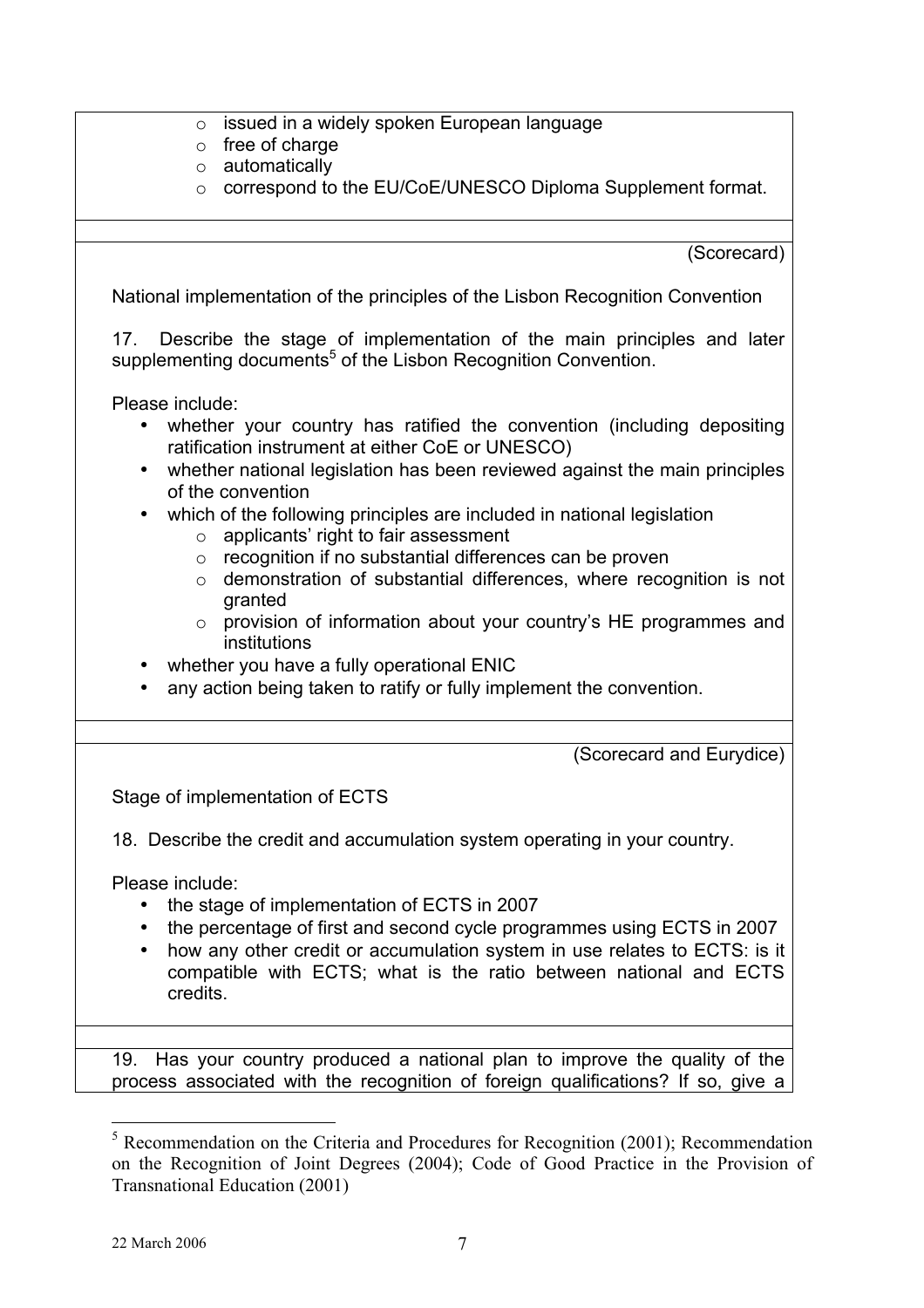- issued in a widely spoken European language
- free of charge
- automatically
- correspond to the EU/CoE/UNESCO Diploma Supplement format.

(Scorecard)

National implementation of the principles of the Lisbon Recognition Convention

17. Describe the stage of implementation of the main principles and later supplementing documents[5] of the Lisbon Recognition Convention.

Please include:

- whether your country has ratified the convention (including depositing ratification instrument at either CoE or UNESCO)
- whether national legislation has been reviewed against the main principles of the convention
- which of the following principles are included in national legislation
  - applicants' right to fair assessment
  - recognition if no substantial differences can be proven
  - demonstration of substantial differences, where recognition is not granted
  - provision of information about your country's HE programmes and institutions
- whether you have a fully operational ENIC
- any action being taken to ratify or fully implement the convention.

(Scorecard and Eurydice)

Stage of implementation of ECTS

18. Describe the credit and accumulation system operating in your country.

Please include:

- the stage of implementation of ECTS in 2007
- the percentage of first and second cycle programmes using ECTS in 2007
- how any other credit or accumulation system in use relates to ECTS: is it compatible with ECTS; what is the ratio between national and ECTS credits.

19. Has your country produced a national plan to improve the quality of the process associated with the recognition of foreign qualifications? If so, give a

[5] Recommendation on the Criteria and Procedures for Recognition (2001); Recommendation on the Recognition of Joint Degrees (2004); Code of Good Practice in the Provision of Transnational Education (2001)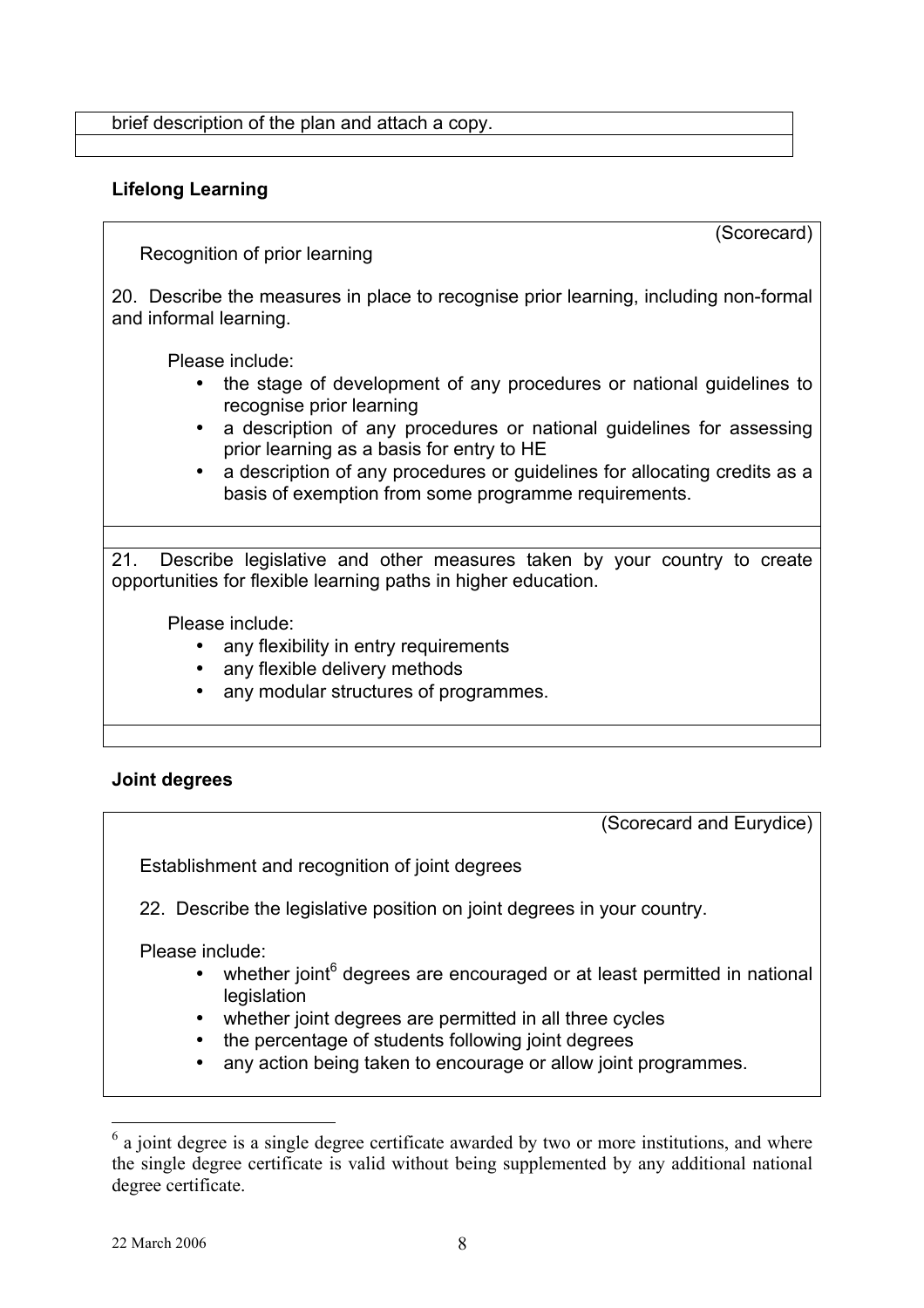brief description of the plan and attach a copy.

## Lifelong Learning

(Scorecard)

Recognition of prior learning

20. Describe the measures in place to recognise prior learning, including non-formal and informal learning.

Please include:

- the stage of development of any procedures or national guidelines to recognise prior learning
- a description of any procedures or national guidelines for assessing prior learning as a basis for entry to HE
- a description of any procedures or guidelines for allocating credits as a basis of exemption from some programme requirements.

21. Describe legislative and other measures taken by your country to create opportunities for flexible learning paths in higher education.

Please include:

- any flexibility in entry requirements
- any flexible delivery methods
- any modular structures of programmes.

## Joint degrees

(Scorecard and Eurydice)

Establishment and recognition of joint degrees

22. Describe the legislative position on joint degrees in your country.

Please include:

- whether joint[6] degrees are encouraged or at least permitted in national legislation
- whether joint degrees are permitted in all three cycles
- the percentage of students following joint degrees
- any action being taken to encourage or allow joint programmes.

[6] a joint degree is a single degree certificate awarded by two or more institutions, and where the single degree certificate is valid without being supplemented by any additional national degree certificate.

22 March 2006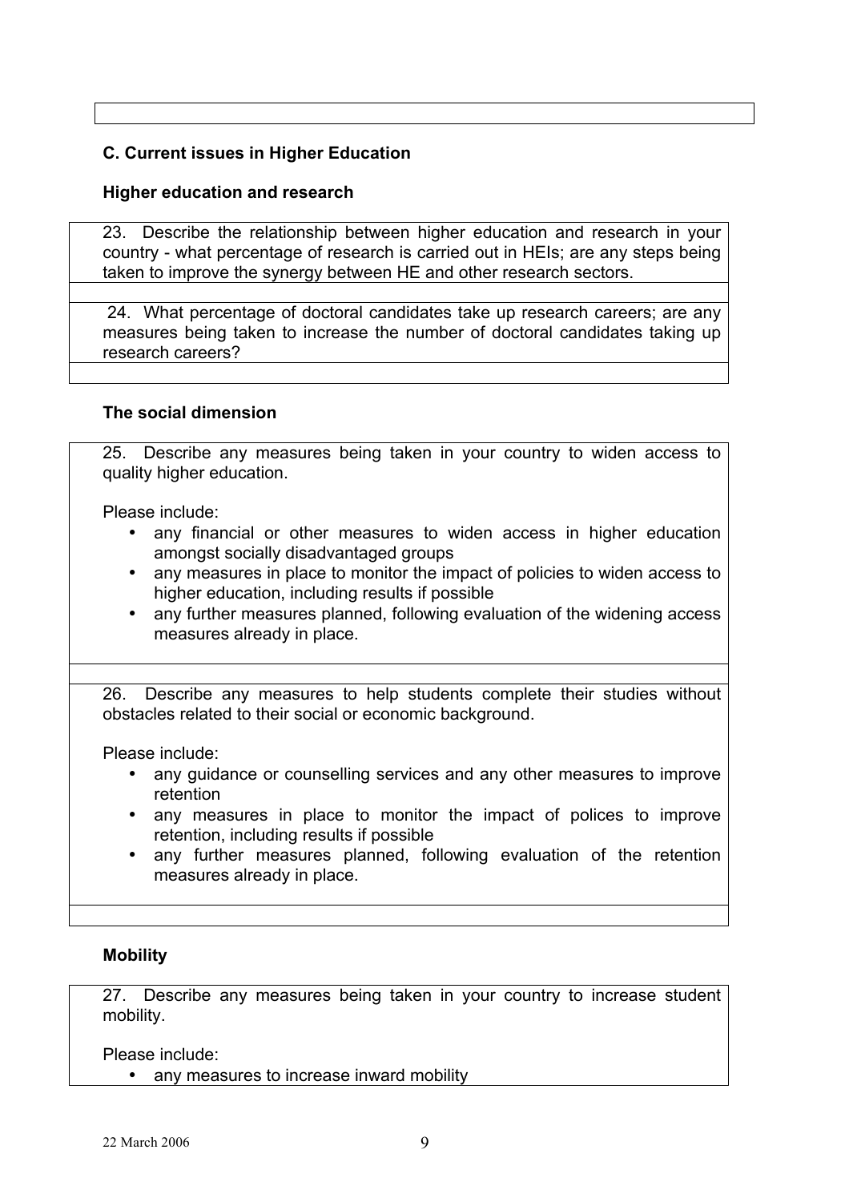## C. Current issues in Higher Education

### Higher education and research

23. Describe the relationship between higher education and research in your country - what percentage of research is carried out in HEIs; are any steps being taken to improve the synergy between HE and other research sectors.

24. What percentage of doctoral candidates take up research careers; are any measures being taken to increase the number of doctoral candidates taking up research careers?

### The social dimension

25. Describe any measures being taken in your country to widen access to quality higher education.

Please include:

- any financial or other measures to widen access in higher education amongst socially disadvantaged groups
- any measures in place to monitor the impact of policies to widen access to higher education, including results if possible
- any further measures planned, following evaluation of the widening access measures already in place.

26. Describe any measures to help students complete their studies without obstacles related to their social or economic background.

Please include:

- any guidance or counselling services and any other measures to improve retention
- any measures in place to monitor the impact of polices to improve retention, including results if possible
- any further measures planned, following evaluation of the retention measures already in place.

### Mobility

27. Describe any measures being taken in your country to increase student mobility.

Please include:

- any measures to increase inward mobility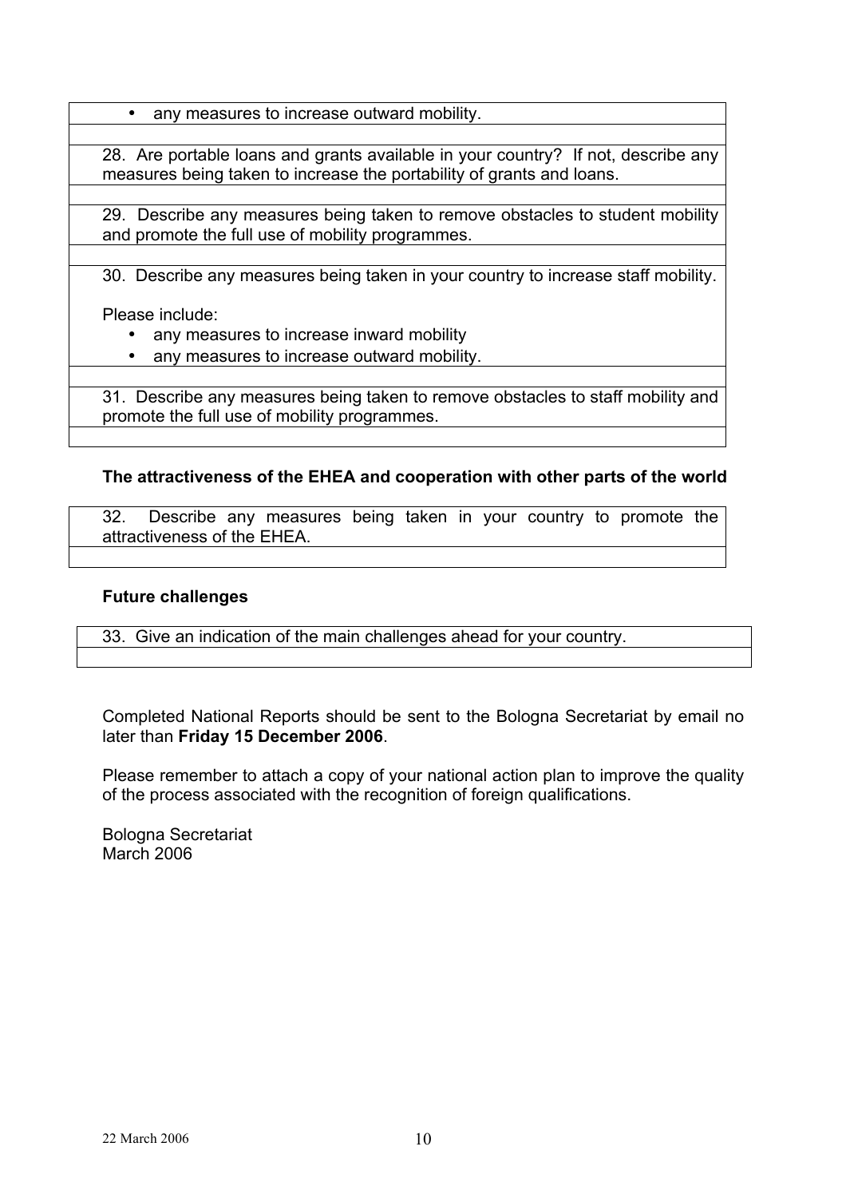- any measures to increase outward mobility.

28. Are portable loans and grants available in your country? If not, describe any measures being taken to increase the portability of grants and loans.

29. Describe any measures being taken to remove obstacles to student mobility and promote the full use of mobility programmes.

30. Describe any measures being taken in your country to increase staff mobility.

Please include:

- any measures to increase inward mobility
- any measures to increase outward mobility.

31. Describe any measures being taken to remove obstacles to staff mobility and promote the full use of mobility programmes.

**The attractiveness of the EHEA and cooperation with other parts of the world**

32. Describe any measures being taken in your country to promote the attractiveness of the EHEA.

**Future challenges**

33. Give an indication of the main challenges ahead for your country.

Completed National Reports should be sent to the Bologna Secretariat by email no later than **Friday 15 December 2006**.

Please remember to attach a copy of your national action plan to improve the quality of the process associated with the recognition of foreign qualifications.

Bologna Secretariat
March 2006